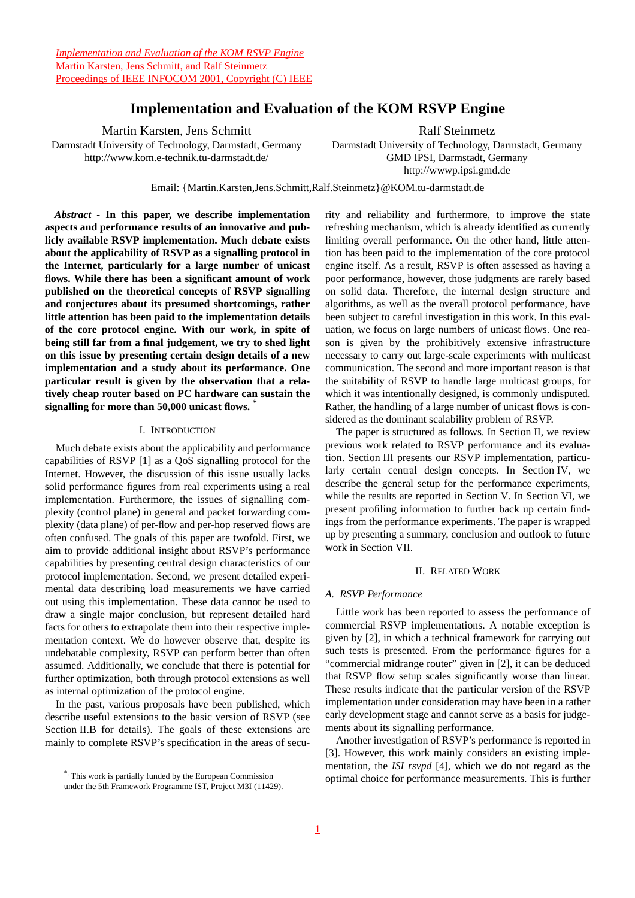Implementation and Evaluation of the KOM RSVP Engine
Martin Karsten, Jens Schmitt, and Ralf Steinmetz
Proceedings of IEEE INFOCOM 2001, Copyright (C) IEEE

# Implementation and Evaluation of the KOM RSVP Engine

Martin Karsten, Jens Schmitt
Darmstadt University of Technology, Darmstadt, Germany
http://www.kom.e-technik.tu-darmstadt.de/

Ralf Steinmetz
Darmstadt University of Technology, Darmstadt, Germany
GMD IPSI, Darmstadt, Germany
http://wwwp.ipsi.gmd.de

Email: {Martin.Karsten,Jens.Schmitt,Ralf.Steinmetz}@KOM.tu-darmstadt.de

***Abstract* - In this paper, we describe implementation aspects and performance results of an innovative and publicly available RSVP implementation. Much debate exists about the applicability of RSVP as a signalling protocol in the Internet, particularly for a large number of unicast flows. While there has been a significant amount of work published on the theoretical concepts of RSVP signalling and conjectures about its presumed shortcomings, rather little attention has been paid to the implementation details of the core protocol engine. With our work, in spite of being still far from a final judgement, we try to shed light on this issue by presenting certain design details of a new implementation and a study about its performance. One particular result is given by the observation that a relatively cheap router based on PC hardware can sustain the signalling for more than 50,000 unicast flows.** [*]

## I. Introduction

Much debate exists about the applicability and performance capabilities of RSVP [1] as a QoS signalling protocol for the Internet. However, the discussion of this issue usually lacks solid performance figures from real experiments using a real implementation. Furthermore, the issues of signalling complexity (control plane) in general and packet forwarding complexity (data plane) of per-flow and per-hop reserved flows are often confused. The goals of this paper are twofold. First, we aim to provide additional insight about RSVP's performance capabilities by presenting central design characteristics of our protocol implementation. Second, we present detailed experimental data describing load measurements we have carried out using this implementation. These data cannot be used to draw a single major conclusion, but represent detailed hard facts for others to extrapolate them into their respective implementation context. We do however observe that, despite its undebatable complexity, RSVP can perform better than often assumed. Additionally, we conclude that there is potential for further optimization, both through protocol extensions as well as internal optimization of the protocol engine.

In the past, various proposals have been published, which describe useful extensions to the basic version of RSVP (see Section II.B for details). The goals of these extensions are mainly to complete RSVP's specification in the areas of security and reliability and furthermore, to improve the state refreshing mechanism, which is already identified as currently limiting overall performance. On the other hand, little attention has been paid to the implementation of the core protocol engine itself. As a result, RSVP is often assessed as having a poor performance, however, those judgments are rarely based on solid data. Therefore, the internal design structure and algorithms, as well as the overall protocol performance, have been subject to careful investigation in this work. In this evaluation, we focus on large numbers of unicast flows. One reason is given by the prohibitively extensive infrastructure necessary to carry out large-scale experiments with multicast communication. The second and more important reason is that the suitability of RSVP to handle large multicast groups, for which it was intentionally designed, is commonly undisputed. Rather, the handling of a large number of unicast flows is considered as the dominant scalability problem of RSVP.

The paper is structured as follows. In Section II, we review previous work related to RSVP performance and its evaluation. Section III presents our RSVP implementation, particularly certain central design concepts. In Section IV, we describe the general setup for the performance experiments, while the results are reported in Section V. In Section VI, we present profiling information to further back up certain findings from the performance experiments. The paper is wrapped up by presenting a summary, conclusion and outlook to future work in Section VII.

## II. Related Work

### A. RSVP Performance

Little work has been reported to assess the performance of commercial RSVP implementations. A notable exception is given by [2], in which a technical framework for carrying out such tests is presented. From the performance figures for a "commercial midrange router" given in [2], it can be deduced that RSVP flow setup scales significantly worse than linear. These results indicate that the particular version of the RSVP implementation under consideration may have been in a rather early development stage and cannot serve as a basis for judgements about its signalling performance.

Another investigation of RSVP's performance is reported in [3]. However, this work mainly considers an existing implementation, the *ISI rsvpd* [4], which we do not regard as the optimal choice for performance measurements. This is further

[*] This work is partially funded by the European Commission under the 5th Framework Programme IST, Project M3I (11429).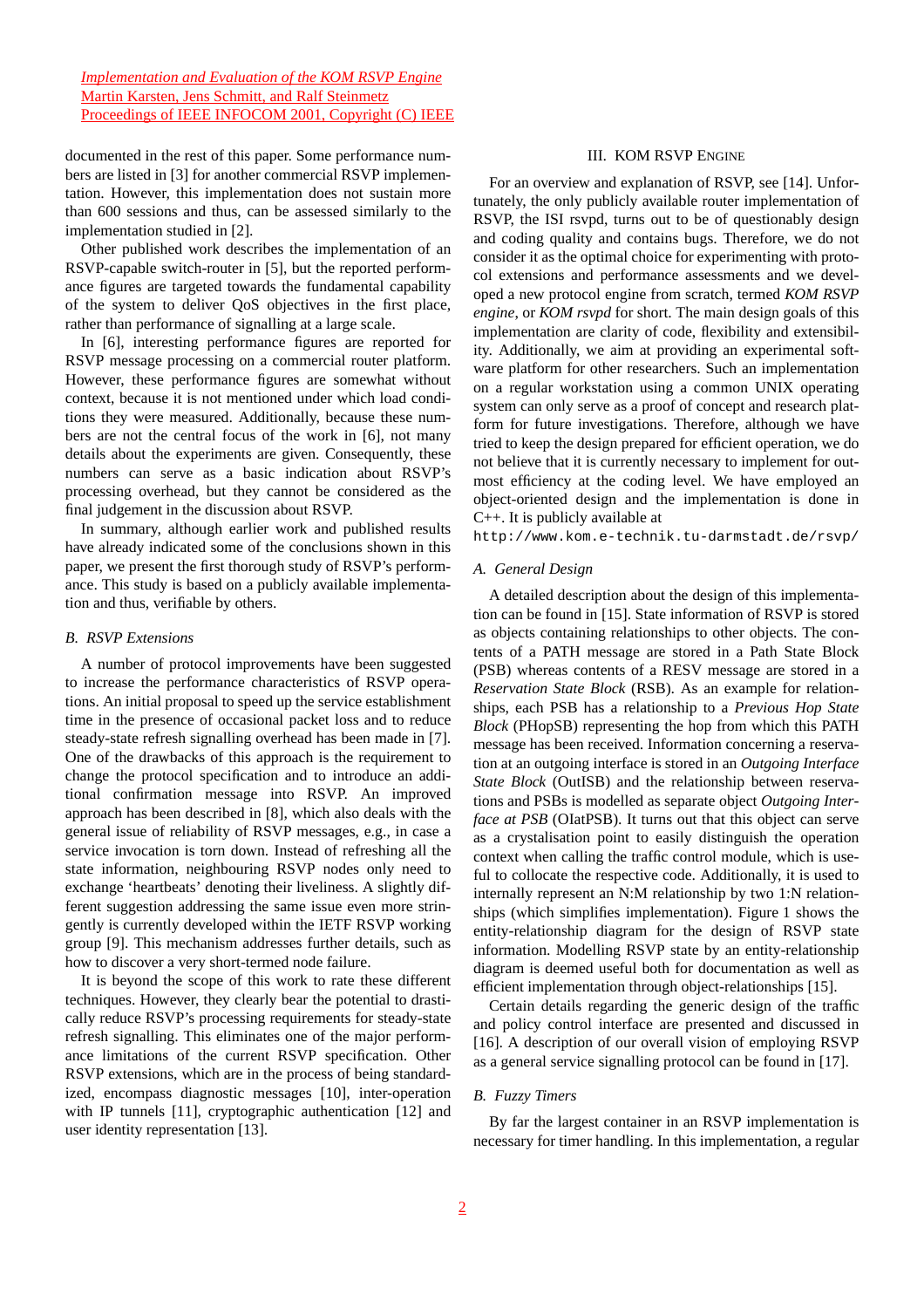documented in the rest of this paper. Some performance numbers are listed in [3] for another commercial RSVP implementation. However, this implementation does not sustain more than 600 sessions and thus, can be assessed similarly to the implementation studied in [2].

Other published work describes the implementation of an RSVP-capable switch-router in [5], but the reported performance figures are targeted towards the fundamental capability of the system to deliver QoS objectives in the first place, rather than performance of signalling at a large scale.

In [6], interesting performance figures are reported for RSVP message processing on a commercial router platform. However, these performance figures are somewhat without context, because it is not mentioned under which load conditions they were measured. Additionally, because these numbers are not the central focus of the work in [6], not many details about the experiments are given. Consequently, these numbers can serve as a basic indication about RSVP's processing overhead, but they cannot be considered as the final judgement in the discussion about RSVP.

In summary, although earlier work and published results have already indicated some of the conclusions shown in this paper, we present the first thorough study of RSVP's performance. This study is based on a publicly available implementation and thus, verifiable by others.

### B. RSVP Extensions

A number of protocol improvements have been suggested to increase the performance characteristics of RSVP operations. An initial proposal to speed up the service establishment time in the presence of occasional packet loss and to reduce steady-state refresh signalling overhead has been made in [7]. One of the drawbacks of this approach is the requirement to change the protocol specification and to introduce an additional confirmation message into RSVP. An improved approach has been described in [8], which also deals with the general issue of reliability of RSVP messages, e.g., in case a service invocation is torn down. Instead of refreshing all the state information, neighbouring RSVP nodes only need to exchange 'heartbeats' denoting their liveliness. A slightly different suggestion addressing the same issue even more stringently is currently developed within the IETF RSVP working group [9]. This mechanism addresses further details, such as how to discover a very short-termed node failure.

It is beyond the scope of this work to rate these different techniques. However, they clearly bear the potential to drastically reduce RSVP's processing requirements for steady-state refresh signalling. This eliminates one of the major performance limitations of the current RSVP specification. Other RSVP extensions, which are in the process of being standardized, encompass diagnostic messages [10], inter-operation with IP tunnels [11], cryptographic authentication [12] and user identity representation [13].

## III. KOM RSVP ENGINE

For an overview and explanation of RSVP, see [14]. Unfortunately, the only publicly available router implementation of RSVP, the ISI rsvpd, turns out to be of questionably design and coding quality and contains bugs. Therefore, we do not consider it as the optimal choice for experimenting with protocol extensions and performance assessments and we developed a new protocol engine from scratch, termed *KOM RSVP engine*, or *KOM rsvpd* for short. The main design goals of this implementation are clarity of code, flexibility and extensibility. Additionally, we aim at providing an experimental software platform for other researchers. Such an implementation on a regular workstation using a common UNIX operating system can only serve as a proof of concept and research platform for future investigations. Therefore, although we have tried to keep the design prepared for efficient operation, we do not believe that it is currently necessary to implement for outmost efficiency at the coding level. We have employed an object-oriented design and the implementation is done in C++. It is publicly available at

`http://www.kom.e-technik.tu-darmstadt.de/rsvp/`

### A. General Design

A detailed description about the design of this implementation can be found in [15]. State information of RSVP is stored as objects containing relationships to other objects. The contents of a PATH message are stored in a Path State Block (PSB) whereas contents of a RESV message are stored in a *Reservation State Block* (RSB). As an example for relationships, each PSB has a relationship to a *Previous Hop State Block* (PHopSB) representing the hop from which this PATH message has been received. Information concerning a reservation at an outgoing interface is stored in an *Outgoing Interface State Block* (OutISB) and the relationship between reservations and PSBs is modelled as separate object *Outgoing Interface at PSB* (OIatPSB). It turns out that this object can serve as a crystalisation point to easily distinguish the operation context when calling the traffic control module, which is useful to collocate the respective code. Additionally, it is used to internally represent an N:M relationship by two 1:N relationships (which simplifies implementation). Figure 1 shows the entity-relationship diagram for the design of RSVP state information. Modelling RSVP state by an entity-relationship diagram is deemed useful both for documentation as well as efficient implementation through object-relationships [15].

Certain details regarding the generic design of the traffic and policy control interface are presented and discussed in [16]. A description of our overall vision of employing RSVP as a general service signalling protocol can be found in [17].

### B. Fuzzy Timers

By far the largest container in an RSVP implementation is necessary for timer handling. In this implementation, a regular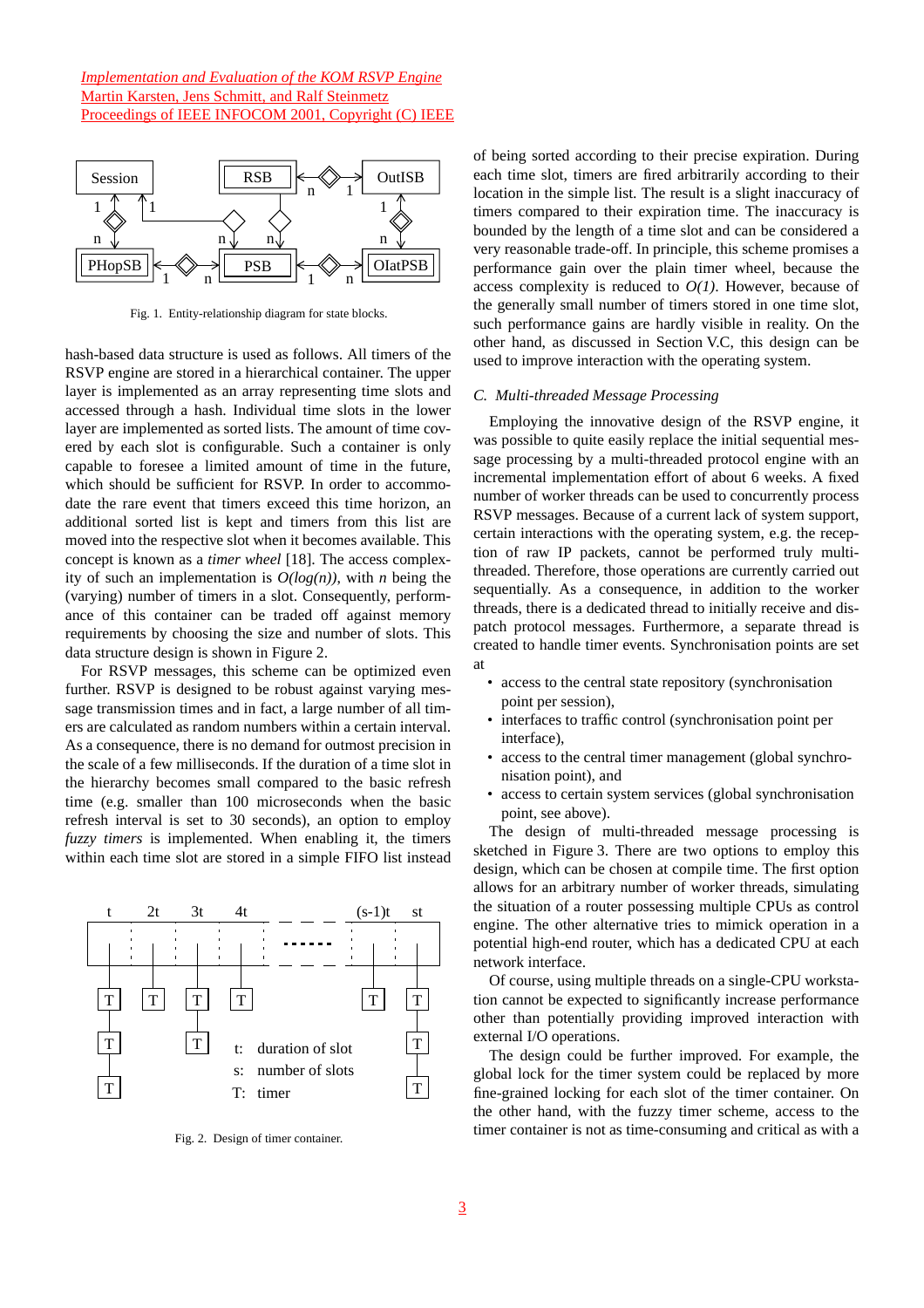Session

RSB

OutISB

PHopSB

PSB

OIatPSB

1 n 1 n n n 1 n 1 n 1 n 1 n

Fig. 1. Entity-relationship diagram for state blocks.

hash-based data structure is used as follows. All timers of the RSVP engine are stored in a hierarchical container. The upper layer is implemented as an array representing time slots and accessed through a hash. Individual time slots in the lower layer are implemented as sorted lists. The amount of time covered by each slot is configurable. Such a container is only capable to foresee a limited amount of time in the future, which should be sufficient for RSVP. In order to accommodate the rare event that timers exceed this time horizon, an additional sorted list is kept and timers from this list are moved into the respective slot when it becomes available. This concept is known as a *timer wheel* [18]. The access complexity of such an implementation is $O(log(n))$, with $n$ being the (varying) number of timers in a slot. Consequently, performance of this container can be traded off against memory requirements by choosing the size and number of slots. This data structure design is shown in Figure 2.

For RSVP messages, this scheme can be optimized even further. RSVP is designed to be robust against varying message transmission times and in fact, a large number of all timers are calculated as random numbers within a certain interval. As a consequence, there is no demand for outmost precision in the scale of a few milliseconds. If the duration of a time slot in the hierarchy becomes small compared to the basic refresh time (e.g. smaller than 100 microseconds when the basic refresh interval is set to 30 seconds), an option to employ *fuzzy timers* is implemented. When enabling it, the timers within each time slot are stored in a simple FIFO list instead

t 2t 3t 4t (s-1)t st

T T T T T T

T T T

T T

t: duration of slot
s: number of slots
T: timer

Fig. 2. Design of timer container.

of being sorted according to their precise expiration. During each time slot, timers are fired arbitrarily according to their location in the simple list. The result is a slight inaccuracy of timers compared to their expiration time. The inaccuracy is bounded by the length of a time slot and can be considered a very reasonable trade-off. In principle, this scheme promises a performance gain over the plain timer wheel, because the access complexity is reduced to $O(1)$. However, because of the generally small number of timers stored in one time slot, such performance gains are hardly visible in reality. On the other hand, as discussed in Section V.C, this design can be used to improve interaction with the operating system.

### C. Multi-threaded Message Processing

Employing the innovative design of the RSVP engine, it was possible to quite easily replace the initial sequential message processing by a multi-threaded protocol engine with an incremental implementation effort of about 6 weeks. A fixed number of worker threads can be used to concurrently process RSVP messages. Because of a current lack of system support, certain interactions with the operating system, e.g. the reception of raw IP packets, cannot be performed truly multi-threaded. Therefore, those operations are currently carried out sequentially. As a consequence, in addition to the worker threads, there is a dedicated thread to initially receive and dispatch protocol messages. Furthermore, a separate thread is created to handle timer events. Synchronisation points are set at

- access to the central state repository (synchronisation point per session),
- interfaces to traffic control (synchronisation point per interface),
- access to the central timer management (global synchronisation point), and
- access to certain system services (global synchronisation point, see above).

The design of multi-threaded message processing is sketched in Figure 3. There are two options to employ this design, which can be chosen at compile time. The first option allows for an arbitrary number of worker threads, simulating the situation of a router possessing multiple CPUs as control engine. The other alternative tries to mimick operation in a potential high-end router, which has a dedicated CPU at each network interface.

Of course, using multiple threads on a single-CPU workstation cannot be expected to significantly increase performance other than potentially providing improved interaction with external I/O operations.

The design could be further improved. For example, the global lock for the timer system could be replaced by more fine-grained locking for each slot of the timer container. On the other hand, with the fuzzy timer scheme, access to the timer container is not as time-consuming and critical as with a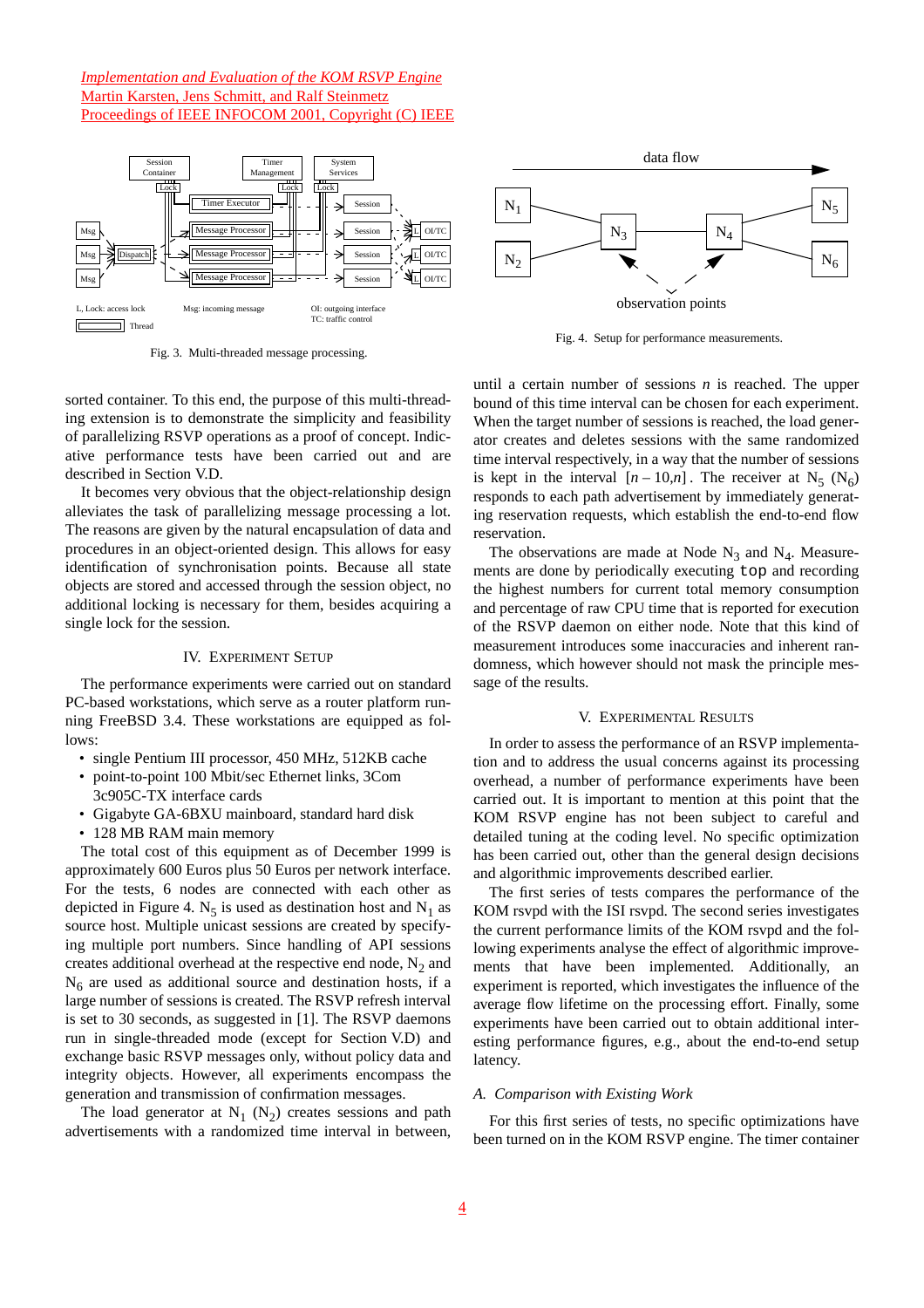Implementation and Evaluation of the KOM RSVP Engine
Martin Karsten, Jens Schmitt, and Ralf Steinmetz
Proceedings of IEEE INFOCOM 2001, Copyright (C) IEEE

Session Container
Timer Management
System Services
Lock
Lock
Lock
Timer Executor
Message Processor
Message Processor
Message Processor
Msg
Msg
Msg
Dispatch
Session
Session
Session
Session
L OI/TC
L OI/TC
L OI/TC
L, Lock: access lock
Msg: incoming message
OI: outgoing interface
TC: traffic control
Thread

Fig. 3. Multi-threaded message processing.

data flow
$N_1$
$N_2$
$N_3$
$N_4$
$N_5$
$N_6$
observation points

Fig. 4. Setup for performance measurements.

sorted container. To this end, the purpose of this multi-threading extension is to demonstrate the simplicity and feasibility of parallelizing RSVP operations as a proof of concept. Indicative performance tests have been carried out and are described in Section V.D.

It becomes very obvious that the object-relationship design alleviates the task of parallelizing message processing a lot. The reasons are given by the natural encapsulation of data and procedures in an object-oriented design. This allows for easy identification of synchronisation points. Because all state objects are stored and accessed through the session object, no additional locking is necessary for them, besides acquiring a single lock for the session.

## IV. Experiment Setup

The performance experiments were carried out on standard PC-based workstations, which serve as a router platform running FreeBSD 3.4. These workstations are equipped as follows:

- single Pentium III processor, 450 MHz, 512KB cache
- point-to-point 100 Mbit/sec Ethernet links, 3Com 3c905C-TX interface cards
- Gigabyte GA-6BXU mainboard, standard hard disk
- 128 MB RAM main memory

The total cost of this equipment as of December 1999 is approximately 600 Euros plus 50 Euros per network interface. For the tests, 6 nodes are connected with each other as depicted in Figure 4. $N_5$ is used as destination host and $N_1$ as source host. Multiple unicast sessions are created by specifying multiple port numbers. Since handling of API sessions creates additional overhead at the respective end node, $N_2$ and $N_6$ are used as additional source and destination hosts, if a large number of sessions is created. The RSVP refresh interval is set to 30 seconds, as suggested in [1]. The RSVP daemons run in single-threaded mode (except for Section V.D) and exchange basic RSVP messages only, without policy data and integrity objects. However, all experiments encompass the generation and transmission of confirmation messages.

The load generator at $N_1$ ($N_2$) creates sessions and path advertisements with a randomized time interval in between, until a certain number of sessions $n$ is reached. The upper bound of this time interval can be chosen for each experiment. When the target number of sessions is reached, the load generator creates and deletes sessions with the same randomized time interval respectively, in a way that the number of sessions is kept in the interval $[n-10,n]$. The receiver at $N_5$ ($N_6$) responds to each path advertisement by immediately generating reservation requests, which establish the end-to-end flow reservation.

The observations are made at Node $N_3$ and $N_4$. Measurements are done by periodically executing `top` and recording the highest numbers for current total memory consumption and percentage of raw CPU time that is reported for execution of the RSVP daemon on either node. Note that this kind of measurement introduces some inaccuracies and inherent randomness, which however should not mask the principle message of the results.

## V. Experimental Results

In order to assess the performance of an RSVP implementation and to address the usual concerns against its processing overhead, a number of performance experiments have been carried out. It is important to mention at this point that the KOM RSVP engine has not been subject to careful and detailed tuning at the coding level. No specific optimization has been carried out, other than the general design decisions and algorithmic improvements described earlier.

The first series of tests compares the performance of the KOM rsvpd with the ISI rsvpd. The second series investigates the current performance limits of the KOM rsvpd and the following experiments analyse the effect of algorithmic improvements that have been implemented. Additionally, an experiment is reported, which investigates the influence of the average flow lifetime on the processing effort. Finally, some experiments have been carried out to obtain additional interesting performance figures, e.g., about the end-to-end setup latency.

### A. Comparison with Existing Work

For this first series of tests, no specific optimizations have been turned on in the KOM RSVP engine. The timer container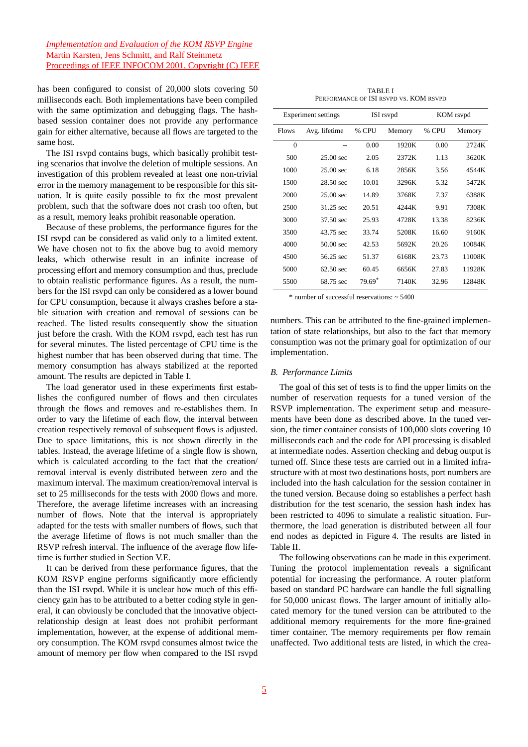has been configured to consist of 20,000 slots covering 50 milliseconds each. Both implementations have been compiled with the same optimization and debugging flags. The hash-based session container does not provide any performance gain for either alternative, because all flows are targeted to the same host.

The ISI rsvpd contains bugs, which basically prohibit testing scenarios that involve the deletion of multiple sessions. An investigation of this problem revealed at least one non-trivial error in the memory management to be responsible for this situation. It is quite easily possible to fix the most prevalent problem, such that the software does not crash too often, but as a result, memory leaks prohibit reasonable operation.

Because of these problems, the performance figures for the ISI rsvpd can be considered as valid only to a limited extent. We have chosen not to fix the above bug to avoid memory leaks, which otherwise result in an infinite increase of processing effort and memory consumption and thus, preclude to obtain realistic performance figures. As a result, the numbers for the ISI rsvpd can only be considered as a lower bound for CPU consumption, because it always crashes before a stable situation with creation and removal of sessions can be reached. The listed results consequently show the situation just before the crash. With the KOM rsvpd, each test has run for several minutes. The listed percentage of CPU time is the highest number that has been observed during that time. The memory consumption has always stabilized at the reported amount. The results are depicted in Table I.

The load generator used in these experiments first establishes the configured number of flows and then circulates through the flows and removes and re-establishes them. In order to vary the lifetime of each flow, the interval between creation respectively removal of subsequent flows is adjusted. Due to space limitations, this is not shown directly in the tables. Instead, the average lifetime of a single flow is shown, which is calculated according to the fact that the creation/removal interval is evenly distributed between zero and the maximum interval. The maximum creation/removal interval is set to 25 milliseconds for the tests with 2000 flows and more. Therefore, the average lifetime increases with an increasing number of flows. Note that the interval is appropriately adapted for the tests with smaller numbers of flows, such that the average lifetime of flows is not much smaller than the RSVP refresh interval. The influence of the average flow lifetime is further studied in Section V.E.

It can be derived from these performance figures, that the KOM RSVP engine performs significantly more efficiently than the ISI rsvpd. While it is unclear how much of this efficiency gain has to be attributed to a better coding style in general, it can obviously be concluded that the innovative object-relationship design at least does not prohibit performant implementation, at the expense of additional memory consumption. The KOM rsvpd consumes almost twice the amount of memory per flow when compared to the ISI rsvpd numbers. This can be attributed to the fine-grained implementation of state relationships, but also to the fact that memory consumption was not the primary goal for optimization of our implementation.

TABLE I
PERFORMANCE OF ISI RSVPD VS. KOM RSVPD

| Experiment settings | | ISI rsvpd | | KOM rsvpd | |
|---|---|---|---|---|---|
| Flows | Avg. lifetime | % CPU | Memory | % CPU | Memory |
| 0 | -- | 0.00 | 1920K | 0.00 | 2724K |
| 500 | 25.00 sec | 2.05 | 2372K | 1.13 | 3620K |
| 1000 | 25.00 sec | 6.18 | 2856K | 3.56 | 4544K |
| 1500 | 28.50 sec | 10.01 | 3296K | 5.32 | 5472K |
| 2000 | 25.00 sec | 14.89 | 3768K | 7.37 | 6388K |
| 2500 | 31.25 sec | 20.51 | 4244K | 9.91 | 7308K |
| 3000 | 37.50 sec | 25.93 | 4728K | 13.38 | 8236K |
| 3500 | 43.75 sec | 33.74 | 5208K | 16.60 | 9160K |
| 4000 | 50.00 sec | 42.53 | 5692K | 20.26 | 10084K |
| 4500 | 56.25 sec | 51.37 | 6168K | 23.73 | 11008K |
| 5000 | 62.50 sec | 60.45 | 6656K | 27.83 | 11928K |
| 5500 | 68.75 sec | 79.69* | 7140K | 32.96 | 12848K |

\* number of successful reservations: ~ 5400

## B. Performance Limits

The goal of this set of tests is to find the upper limits on the number of reservation requests for a tuned version of the RSVP implementation. The experiment setup and measurements have been done as described above. In the tuned version, the timer container consists of 100,000 slots covering 10 milliseconds each and the code for API processing is disabled at intermediate nodes. Assertion checking and debug output is turned off. Since these tests are carried out in a limited infrastructure with at most two destinations hosts, port numbers are included into the hash calculation for the session container in the tuned version. Because doing so establishes a perfect hash distribution for the test scenario, the session hash index has been restricted to 4096 to simulate a realistic situation. Furthermore, the load generation is distributed between all four end nodes as depicted in Figure 4. The results are listed in Table II.

The following observations can be made in this experiment. Tuning the protocol implementation reveals a significant potential for increasing the performance. A router platform based on standard PC hardware can handle the full signalling for 50,000 unicast flows. The larger amount of initially allocated memory for the tuned version can be attributed to the additional memory requirements for the more fine-grained timer container. The memory requirements per flow remain unaffected. Two additional tests are listed, in which the crea-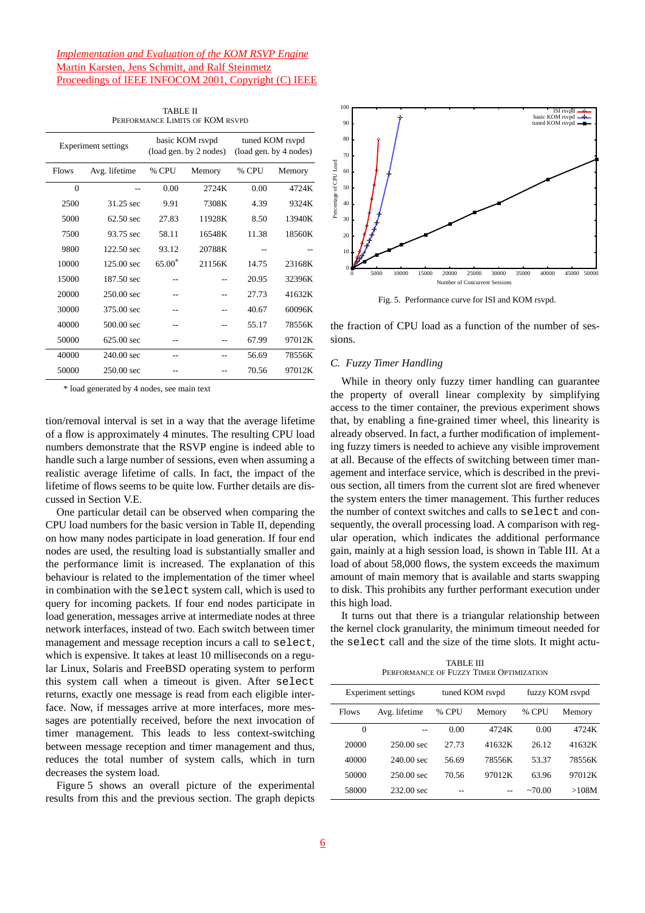TABLE II
PERFORMANCE LIMITS OF KOM RSVPD

| Experiment settings | | basic KOM rsvpd (load gen. by 2 nodes) | | tuned KOM rsvpd (load gen. by 4 nodes) | |
|---|---|---|---|---|---|
| Flows | Avg. lifetime | % CPU | Memory | % CPU | Memory |
| 0 | -- | 0.00 | 2724K | 0.00 | 4724K |
| 2500 | 31.25 sec | 9.91 | 7308K | 4.39 | 9324K |
| 5000 | 62.50 sec | 27.83 | 11928K | 8.50 | 13940K |
| 7500 | 93.75 sec | 58.11 | 16548K | 11.38 | 18560K |
| 9800 | 122.50 sec | 93.12 | 20788K | -- | -- |
| 10000 | 125.00 sec | 65.00* | 21156K | 14.75 | 23168K |
| 15000 | 187.50 sec | -- | -- | 20.95 | 32396K |
| 20000 | 250.00 sec | -- | -- | 27.73 | 41632K |
| 30000 | 375.00 sec | -- | -- | 40.67 | 60096K |
| 40000 | 500.00 sec | -- | -- | 55.17 | 78556K |
| 50000 | 625.00 sec | -- | -- | 67.99 | 97012K |
| 40000 | 240.00 sec | -- | -- | 56.69 | 78556K |
| 50000 | 250.00 sec | -- | -- | 70.56 | 97012K |

\* load generated by 4 nodes, see main text

tion/removal interval is set in a way that the average lifetime of a flow is approximately 4 minutes. The resulting CPU load numbers demonstrate that the RSVP engine is indeed able to handle such a large number of sessions, even when assuming a realistic average lifetime of calls. In fact, the impact of the lifetime of flows seems to be quite low. Further details are discussed in Section V.E.

One particular detail can be observed when comparing the CPU load numbers for the basic version in Table II, depending on how many nodes participate in load generation. If four end nodes are used, the resulting load is substantially smaller and the performance limit is increased. The explanation of this behaviour is related to the implementation of the timer wheel in combination with the `select` system call, which is used to query for incoming packets. If four end nodes participate in load generation, messages arrive at intermediate nodes at three network interfaces, instead of two. Each switch between timer management and message reception incurs a call to `select`, which is expensive. It takes at least 10 milliseconds on a regular Linux, Solaris and FreeBSD operating system to perform this system call when a timeout is given. After `select` returns, exactly one message is read from each eligible interface. Now, if messages arrive at more interfaces, more messages are potentially received, before the next invocation of timer management. This leads to less context-switching between message reception and timer management and thus, reduces the total number of system calls, which in turn decreases the system load.

Figure 5 shows an overall picture of the experimental results from this and the previous section. The graph depicts the fraction of CPU load as a function of the number of sessions.

Fig. 5. Performance curve for ISI and KOM rsvpd.

## C. Fuzzy Timer Handling

While in theory only fuzzy timer handling can guarantee the property of overall linear complexity by simplifying access to the timer container, the previous experiment shows that, by enabling a fine-grained timer wheel, this linearity is already observed. In fact, a further modification of implementing fuzzy timers is needed to achieve any visible improvement at all. Because of the effects of switching between timer management and interface service, which is described in the previous section, all timers from the current slot are fired whenever the system enters the timer management. This further reduces the number of context switches and calls to `select` and consequently, the overall processing load. A comparison with regular operation, which indicates the additional performance gain, mainly at a high session load, is shown in Table III. At a load of about 58,000 flows, the system exceeds the maximum amount of main memory that is available and starts swapping to disk. This prohibits any further performant execution under this high load.

It turns out that there is a triangular relationship between the kernel clock granularity, the minimum timeout needed for the `select` call and the size of the time slots. It might actu-

TABLE III
PERFORMANCE OF FUZZY TIMER OPTIMIZATION

| Experiment settings | | tuned KOM rsvpd | | fuzzy KOM rsvpd | |
|---|---|---|---|---|---|
| Flows | Avg. lifetime | % CPU | Memory | % CPU | Memory |
| 0 | -- | 0.00 | 4724K | 0.00 | 4724K |
| 20000 | 250.00 sec | 27.73 | 41632K | 26.12 | 41632K |
| 40000 | 240.00 sec | 56.69 | 78556K | 53.37 | 78556K |
| 50000 | 250.00 sec | 70.56 | 97012K | 63.96 | 97012K |
| 58000 | 232.00 sec | -- | -- | ~70.00 | >108M |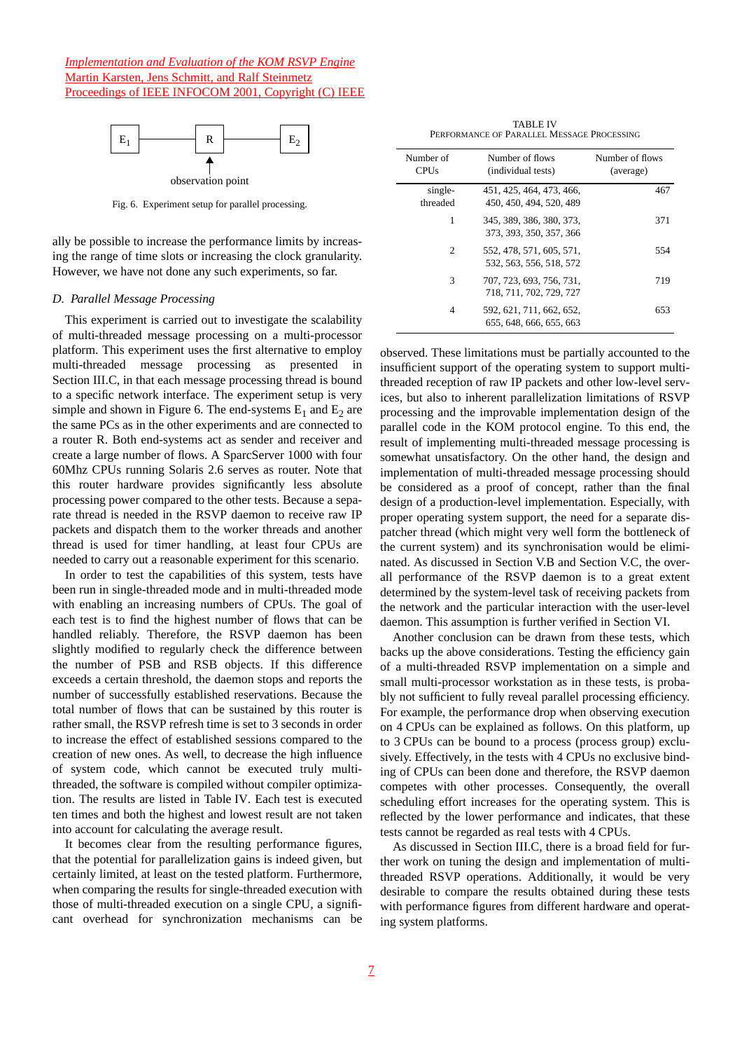ally be possible to increase the performance limits by increasing the range of time slots or increasing the clock granularity. However, we have not done any such experiments, so far.

### D. Parallel Message Processing

This experiment is carried out to investigate the scalability of multi-threaded message processing on a multi-processor platform. This experiment uses the first alternative to employ multi-threaded message processing as presented in Section III.C, in that each message processing thread is bound to a specific network interface. The experiment setup is very simple and shown in Figure 6. The end-systems $E_1$ and $E_2$ are the same PCs as in the other experiments and are connected to a router R. Both end-systems act as sender and receiver and create a large number of flows. A SparcServer 1000 with four 60Mhz CPUs running Solaris 2.6 serves as router. Note that this router hardware provides significantly less absolute processing power compared to the other tests. Because a separate thread is needed in the RSVP daemon to receive raw IP packets and dispatch them to the worker threads and another thread is used for timer handling, at least four CPUs are needed to carry out a reasonable experiment for this scenario.

$E_1$ — R — $E_2$

observation point

Fig. 6. Experiment setup for parallel processing.

In order to test the capabilities of this system, tests have been run in single-threaded mode and in multi-threaded mode with enabling an increasing numbers of CPUs. The goal of each test is to find the highest number of flows that can be handled reliably. Therefore, the RSVP daemon has been slightly modified to regularly check the difference between the number of PSB and RSB objects. If this difference exceeds a certain threshold, the daemon stops and reports the number of successfully established reservations. Because the total number of flows that can be sustained by this router is rather small, the RSVP refresh time is set to 3 seconds in order to increase the effect of established sessions compared to the creation of new ones. As well, to decrease the high influence of system code, which cannot be executed truly multi-threaded, the software is compiled without compiler optimization. The results are listed in Table IV. Each test is executed ten times and both the highest and lowest result are not taken into account for calculating the average result.

TABLE IV
PERFORMANCE OF PARALLEL MESSAGE PROCESSING

| Number of CPUs | Number of flows (individual tests) | Number of flows (average) |
|---|---|---|
| single-threaded | 451, 425, 464, 473, 466, 450, 450, 494, 520, 489 | 467 |
| 1 | 345, 389, 386, 380, 373, 373, 393, 350, 357, 366 | 371 |
| 2 | 552, 478, 571, 605, 571, 532, 563, 556, 518, 572 | 554 |
| 3 | 707, 723, 693, 756, 731, 718, 711, 702, 729, 727 | 719 |
| 4 | 592, 621, 711, 662, 652, 655, 648, 666, 655, 663 | 653 |

It becomes clear from the resulting performance figures, that the potential for parallelization gains is indeed given, but certainly limited, at least on the tested platform. Furthermore, when comparing the results for single-threaded execution with those of multi-threaded execution on a single CPU, a significant overhead for synchronization mechanisms can be observed. These limitations must be partially accounted to the insufficient support of the operating system to support multi-threaded reception of raw IP packets and other low-level services, but also to inherent parallelization limitations of RSVP processing and the improvable implementation design of the parallel code in the KOM protocol engine. To this end, the result of implementing multi-threaded message processing is somewhat unsatisfactory. On the other hand, the design and implementation of multi-threaded message processing should be considered as a proof of concept, rather than the final design of a production-level implementation. Especially, with proper operating system support, the need for a separate dispatcher thread (which might very well form the bottleneck of the current system) and its synchronisation would be eliminated. As discussed in Section V.B and Section V.C, the overall performance of the RSVP daemon is to a great extent determined by the system-level task of receiving packets from the network and the particular interaction with the user-level daemon. This assumption is further verified in Section VI.

Another conclusion can be drawn from these tests, which backs up the above considerations. Testing the efficiency gain of a multi-threaded RSVP implementation on a simple and small multi-processor workstation as in these tests, is probably not sufficient to fully reveal parallel processing efficiency. For example, the performance drop when observing execution on 4 CPUs can be explained as follows. On this platform, up to 3 CPUs can be bound to a process (process group) exclusively. Effectively, in the tests with 4 CPUs no exclusive binding of CPUs can been done and therefore, the RSVP daemon competes with other processes. Consequently, the overall scheduling effort increases for the operating system. This is reflected by the lower performance and indicates, that these tests cannot be regarded as real tests with 4 CPUs.

As discussed in Section III.C, there is a broad field for further work on tuning the design and implementation of multi-threaded RSVP operations. Additionally, it would be very desirable to compare the results obtained during these tests with performance figures from different hardware and operating system platforms.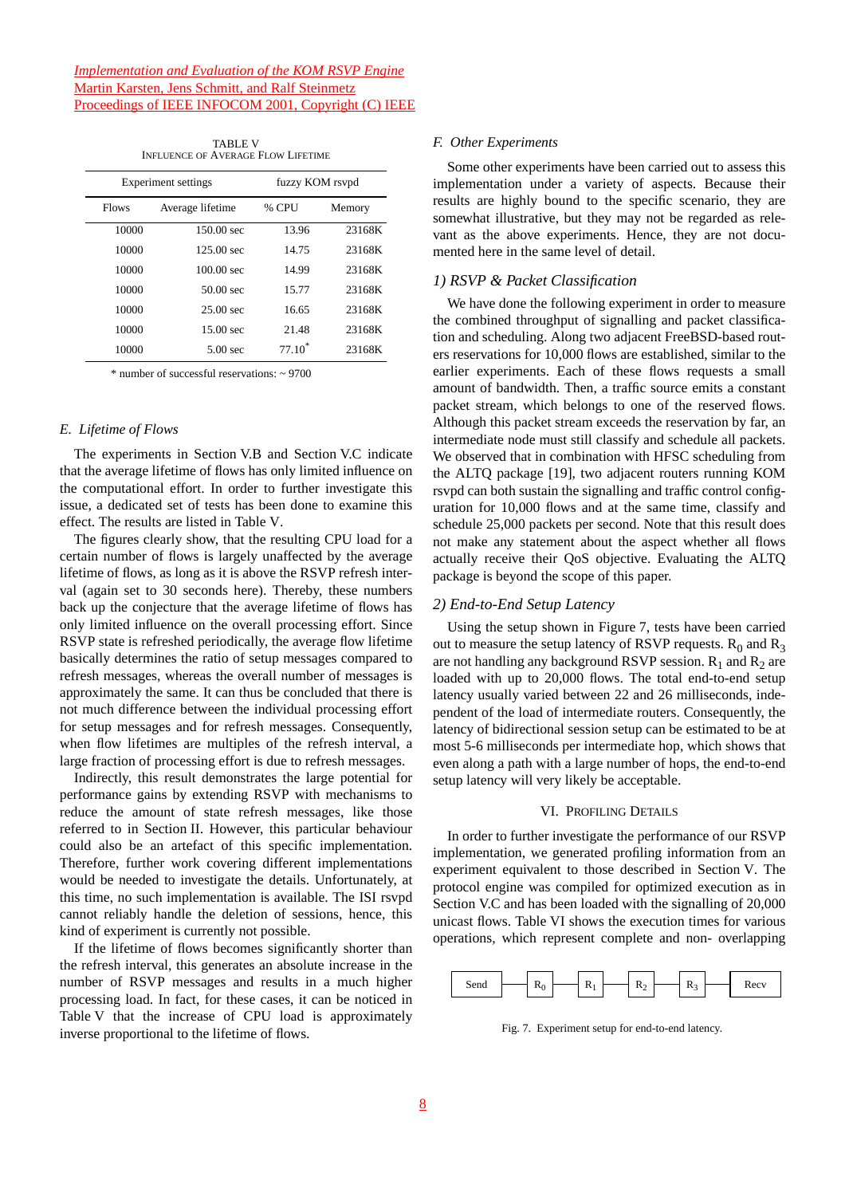TABLE V
INFLUENCE OF AVERAGE FLOW LIFETIME

| Experiment settings | | fuzzy KOM rsvpd | |
|---|---|---|---|
| Flows | Average lifetime | % CPU | Memory |
| 10000 | 150.00 sec | 13.96 | 23168K |
| 10000 | 125.00 sec | 14.75 | 23168K |
| 10000 | 100.00 sec | 14.99 | 23168K |
| 10000 | 50.00 sec | 15.77 | 23168K |
| 10000 | 25.00 sec | 16.65 | 23168K |
| 10000 | 15.00 sec | 21.48 | 23168K |
| 10000 | 5.00 sec | 77.10* | 23168K |

\* number of successful reservations: ~ 9700

### *E. Lifetime of Flows*

The experiments in Section V.B and Section V.C indicate that the average lifetime of flows has only limited influence on the computational effort. In order to further investigate this issue, a dedicated set of tests has been done to examine this effect. The results are listed in Table V.

The figures clearly show, that the resulting CPU load for a certain number of flows is largely unaffected by the average lifetime of flows, as long as it is above the RSVP refresh interval (again set to 30 seconds here). Thereby, these numbers back up the conjecture that the average lifetime of flows has only limited influence on the overall processing effort. Since RSVP state is refreshed periodically, the average flow lifetime basically determines the ratio of setup messages compared to refresh messages, whereas the overall number of messages is approximately the same. It can thus be concluded that there is not much difference between the individual processing effort for setup messages and for refresh messages. Consequently, when flow lifetimes are multiples of the refresh interval, a large fraction of processing effort is due to refresh messages.

Indirectly, this result demonstrates the large potential for performance gains by extending RSVP with mechanisms to reduce the amount of state refresh messages, like those referred to in Section II. However, this particular behaviour could also be an artefact of this specific implementation. Therefore, further work covering different implementations would be needed to investigate the details. Unfortunately, at this time, no such implementation is available. The ISI rsvpd cannot reliably handle the deletion of sessions, hence, this kind of experiment is currently not possible.

If the lifetime of flows becomes significantly shorter than the refresh interval, this generates an absolute increase in the number of RSVP messages and results in a much higher processing load. In fact, for these cases, it can be noticed in Table V that the increase of CPU load is approximately inverse proportional to the lifetime of flows.

### *F. Other Experiments*

Some other experiments have been carried out to assess this implementation under a variety of aspects. Because their results are highly bound to the specific scenario, they are somewhat illustrative, but they may not be regarded as relevant as the above experiments. Hence, they are not documented here in the same level of detail.

#### *1) RSVP & Packet Classification*

We have done the following experiment in order to measure the combined throughput of signalling and packet classification and scheduling. Along two adjacent FreeBSD-based routers reservations for 10,000 flows are established, similar to the earlier experiments. Each of these flows requests a small amount of bandwidth. Then, a traffic source emits a constant packet stream, which belongs to one of the reserved flows. Although this packet stream exceeds the reservation by far, an intermediate node must still classify and schedule all packets. We observed that in combination with HFSC scheduling from the ALTQ package [19], two adjacent routers running KOM rsvpd can both sustain the signalling and traffic control configuration for 10,000 flows and at the same time, classify and schedule 25,000 packets per second. Note that this result does not make any statement about the aspect whether all flows actually receive their QoS objective. Evaluating the ALTQ package is beyond the scope of this paper.

#### *2) End-to-End Setup Latency*

Using the setup shown in Figure 7, tests have been carried out to measure the setup latency of RSVP requests. $R_0$ and $R_3$ are not handling any background RSVP session. $R_1$ and $R_2$ are loaded with up to 20,000 flows. The total end-to-end setup latency usually varied between 22 and 26 milliseconds, independent of the load of intermediate routers. Consequently, the latency of bidirectional session setup can be estimated to be at most 5-6 milliseconds per intermediate hop, which shows that even along a path with a large number of hops, the end-to-end setup latency will very likely be acceptable.

## VI. PROFILING DETAILS

In order to further investigate the performance of our RSVP implementation, we generated profiling information from an experiment equivalent to those described in Section V. The protocol engine was compiled for optimized execution as in Section V.C and has been loaded with the signalling of 20,000 unicast flows. Table VI shows the execution times for various operations, which represent complete and non- overlapping

Send — $R_0$ — $R_1$ — $R_2$ — $R_3$ — Recv

Fig. 7. Experiment setup for end-to-end latency.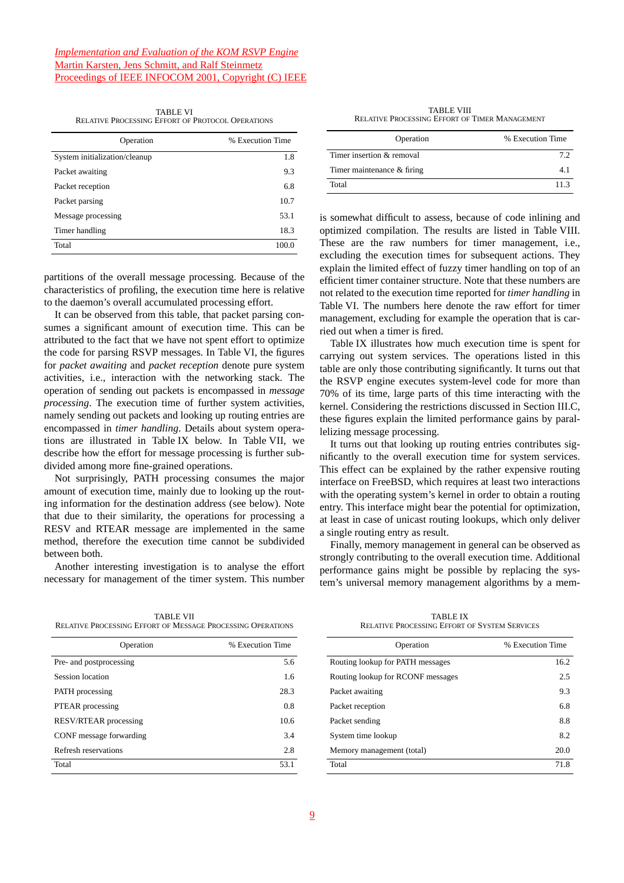TABLE VI
RELATIVE PROCESSING EFFORT OF PROTOCOL OPERATIONS

| Operation | % Execution Time |
|---|---|
| System initialization/cleanup | 1.8 |
| Packet awaiting | 9.3 |
| Packet reception | 6.8 |
| Packet parsing | 10.7 |
| Message processing | 53.1 |
| Timer handling | 18.3 |
| Total | 100.0 |

partitions of the overall message processing. Because of the characteristics of profiling, the execution time here is relative to the daemon's overall accumulated processing effort.

It can be observed from this table, that packet parsing consumes a significant amount of execution time. This can be attributed to the fact that we have not spent effort to optimize the code for parsing RSVP messages. In Table VI, the figures for *packet awaiting* and *packet reception* denote pure system activities, i.e., interaction with the networking stack. The operation of sending out packets is encompassed in *message processing*. The execution time of further system activities, namely sending out packets and looking up routing entries are encompassed in *timer handling*. Details about system operations are illustrated in Table IX below. In Table VII, we describe how the effort for message processing is further subdivided among more fine-grained operations.

Not surprisingly, PATH processing consumes the major amount of execution time, mainly due to looking up the routing information for the destination address (see below). Note that due to their similarity, the operations for processing a RESV and RTEAR message are implemented in the same method, therefore the execution time cannot be subdivided between both.

Another interesting investigation is to analyse the effort necessary for management of the timer system. This number is somewhat difficult to assess, because of code inlining and optimized compilation. The results are listed in Table VIII. These are the raw numbers for timer management, i.e., excluding the execution times for subsequent actions. They explain the limited effect of fuzzy timer handling on top of an efficient timer container structure. Note that these numbers are not related to the execution time reported for *timer handling* in Table VI. The numbers here denote the raw effort for timer management, excluding for example the operation that is carried out when a timer is fired.

TABLE VIII
RELATIVE PROCESSING EFFORT OF TIMER MANAGEMENT

| Operation | % Execution Time |
|---|---|
| Timer insertion & removal | 7.2 |
| Timer maintenance & firing | 4.1 |
| Total | 11.3 |

Table IX illustrates how much execution time is spent for carrying out system services. The operations listed in this table are only those contributing significantly. It turns out that the RSVP engine executes system-level code for more than 70% of its time, large parts of this time interacting with the kernel. Considering the restrictions discussed in Section III.C, these figures explain the limited performance gains by parallelizing message processing.

It turns out that looking up routing entries contributes significantly to the overall execution time for system services. This effect can be explained by the rather expensive routing interface on FreeBSD, which requires at least two interactions with the operating system's kernel in order to obtain a routing entry. This interface might bear the potential for optimization, at least in case of unicast routing lookups, which only deliver a single routing entry as result.

Finally, memory management in general can be observed as strongly contributing to the overall execution time. Additional performance gains might be possible by replacing the system's universal memory management algorithms by a mem-

TABLE VII
RELATIVE PROCESSING EFFORT OF MESSAGE PROCESSING OPERATIONS

| Operation | % Execution Time |
|---|---|
| Pre- and postprocessing | 5.6 |
| Session location | 1.6 |
| PATH processing | 28.3 |
| PTEAR processing | 0.8 |
| RESV/RTEAR processing | 10.6 |
| CONF message forwarding | 3.4 |
| Refresh reservations | 2.8 |
| Total | 53.1 |

TABLE IX
RELATIVE PROCESSING EFFORT OF SYSTEM SERVICES

| Operation | % Execution Time |
|---|---|
| Routing lookup for PATH messages | 16.2 |
| Routing lookup for RCONF messages | 2.5 |
| Packet awaiting | 9.3 |
| Packet reception | 6.8 |
| Packet sending | 8.8 |
| System time lookup | 8.2 |
| Memory management (total) | 20.0 |
| Total | 71.8 |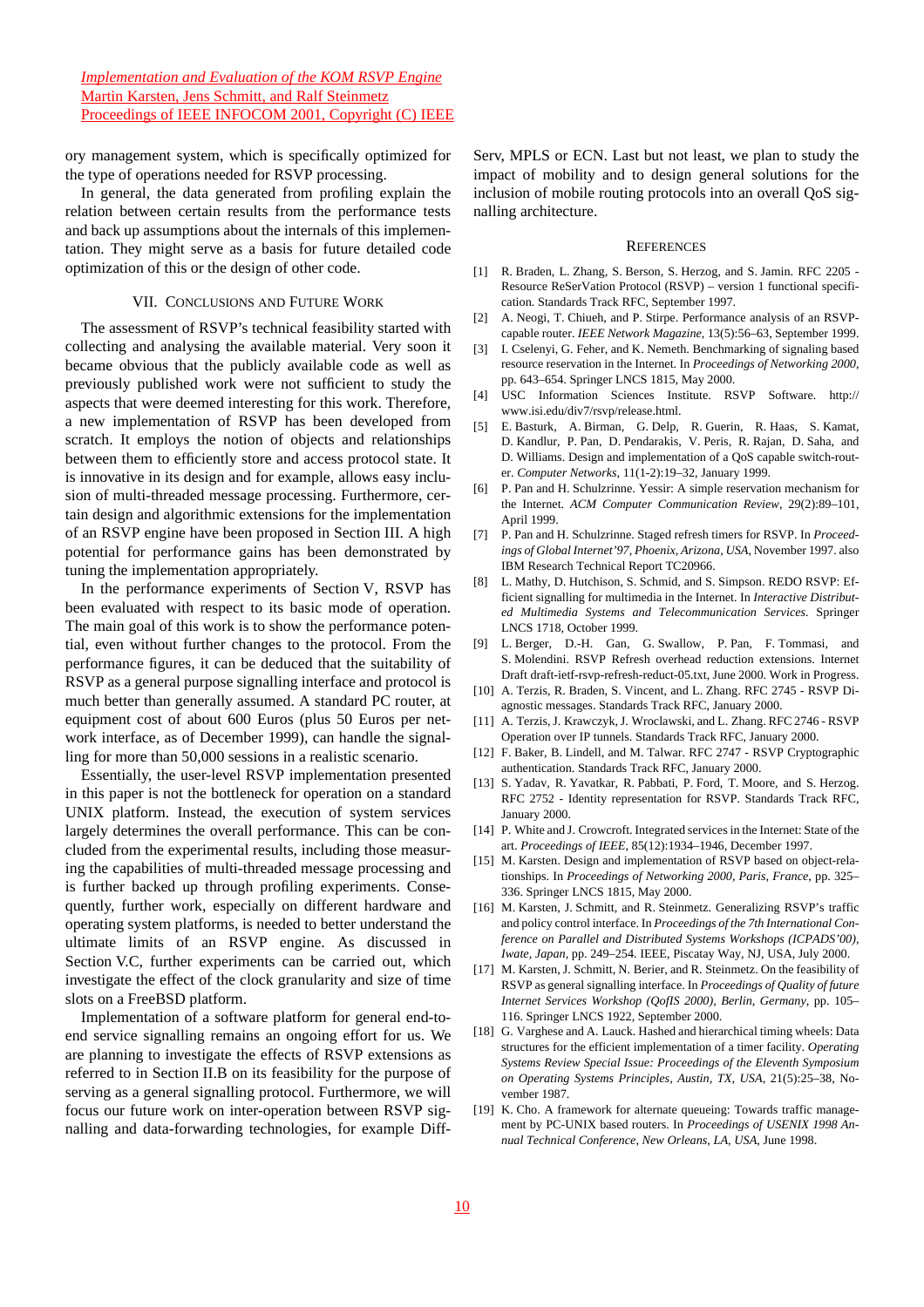ory management system, which is specifically optimized for the type of operations needed for RSVP processing.

In general, the data generated from profiling explain the relation between certain results from the performance tests and back up assumptions about the internals of this implementation. They might serve as a basis for future detailed code optimization of this or the design of other code.

## VII. Conclusions and Future Work

The assessment of RSVP's technical feasibility started with collecting and analysing the available material. Very soon it became obvious that the publicly available code as well as previously published work were not sufficient to study the aspects that were deemed interesting for this work. Therefore, a new implementation of RSVP has been developed from scratch. It employs the notion of objects and relationships between them to efficiently store and access protocol state. It is innovative in its design and for example, allows easy inclusion of multi-threaded message processing. Furthermore, certain design and algorithmic extensions for the implementation of an RSVP engine have been proposed in Section III. A high potential for performance gains has been demonstrated by tuning the implementation appropriately.

In the performance experiments of Section V, RSVP has been evaluated with respect to its basic mode of operation. The main goal of this work is to show the performance potential, even without further changes to the protocol. From the performance figures, it can be deduced that the suitability of RSVP as a general purpose signalling interface and protocol is much better than generally assumed. A standard PC router, at equipment cost of about 600 Euros (plus 50 Euros per network interface, as of December 1999), can handle the signalling for more than 50,000 sessions in a realistic scenario.

Essentially, the user-level RSVP implementation presented in this paper is not the bottleneck for operation on a standard UNIX platform. Instead, the execution of system services largely determines the overall performance. This can be concluded from the experimental results, including those measuring the capabilities of multi-threaded message processing and is further backed up profiling experiments. Consequently, further work, especially on different hardware and operating system platforms, is needed to better understand the ultimate limits of an RSVP engine. As discussed in Section V.C, further experiments can be carried out, which investigate the effect of the clock granularity and size of time slots on a FreeBSD platform.

Implementation of a software platform for general end-to-end service signalling remains an ongoing effort for us. We are planning to investigate the effects of RSVP extensions as referred to in Section II.B on its feasibility for the purpose of serving as a general signalling protocol. Furthermore, we will focus our future work on inter-operation between RSVP signalling and data-forwarding technologies, for example DiffServ, MPLS or ECN. Last but not least, we plan to study the impact of mobility and to design general solutions for the inclusion of mobile routing protocols into an overall QoS signalling architecture.

## References

[1] R. Braden, L. Zhang, S. Berson, S. Herzog, and S. Jamin. RFC 2205 - Resource ReSerVation Protocol (RSVP) – version 1 functional specification. Standards Track RFC, September 1997.

[2] A. Neogi, T. Chiueh, and P. Stirpe. Performance analysis of an RSVP-capable router. *IEEE Network Magazine*, 13(5):56–63, September 1999.

[3] I. Cselenyi, G. Feher, and K. Nemeth. Benchmarking of signaling based resource reservation in the Internet. In *Proceedings of Networking 2000*, pp. 643–654. Springer LNCS 1815, May 2000.

[4] USC Information Sciences Institute. RSVP Software. http://www.isi.edu/div7/rsvp/release.html.

[5] E. Basturk, A. Birman, G. Delp, R. Guerin, R. Haas, S. Kamat, D. Kandlur, P. Pan, D. Pendarakis, V. Peris, R. Rajan, D. Saha, and D. Williams. Design and implementation of a QoS capable switch-router. *Computer Networks*, 11(1-2):19–32, January 1999.

[6] P. Pan and H. Schulzrinne. Yessir: A simple reservation mechanism for the Internet. *ACM Computer Communication Review*, 29(2):89–101, April 1999.

[7] P. Pan and H. Schulzrinne. Staged refresh timers for RSVP. In *Proceedings of Global Internet'97, Phoenix, Arizona, USA*, November 1997. also IBM Research Technical Report TC20966.

[8] L. Mathy, D. Hutchison, S. Schmid, and S. Simpson. REDO RSVP: Efficient signalling for multimedia in the Internet. In *Interactive Distributed Multimedia Systems and Telecommunication Services*. Springer LNCS 1718, October 1999.

[9] L. Berger, D.-H. Gan, G. Swallow, P. Pan, F. Tommasi, and S. Molendini. RSVP Refresh overhead reduction extensions. Internet Draft draft-ietf-rsvp-refresh-reduct-05.txt, June 2000. Work in Progress.

[10] A. Terzis, R. Braden, S. Vincent, and L. Zhang. RFC 2745 - RSVP Diagnostic messages. Standards Track RFC, January 2000.

[11] A. Terzis, J. Krawczyk, J. Wroclawski, and L. Zhang. RFC 2746 - RSVP Operation over IP tunnels. Standards Track RFC, January 2000.

[12] F. Baker, B. Lindell, and M. Talwar. RFC 2747 - RSVP Cryptographic authentication. Standards Track RFC, January 2000.

[13] S. Yadav, R. Yavatkar, R. Pabbati, P. Ford, T. Moore, and S. Herzog. RFC 2752 - Identity representation for RSVP. Standards Track RFC, January 2000.

[14] P. White and J. Crowcroft. Integrated services in the Internet: State of the art. *Proceedings of IEEE*, 85(12):1934–1946, December 1997.

[15] M. Karsten. Design and implementation of RSVP based on object-relationships. In *Proceedings of Networking 2000, Paris, France*, pp. 325–336. Springer LNCS 1815, May 2000.

[16] M. Karsten, J. Schmitt, and R. Steinmetz. Generalizing RSVP's traffic and policy control interface. In *Proceedings of the 7th International Conference on Parallel and Distributed Systems Workshops (ICPADS'00), Iwate, Japan*, pp. 249–254. IEEE, Piscatay Way, NJ, USA, July 2000.

[17] M. Karsten, J. Schmitt, N. Berier, and R. Steinmetz. On the feasibility of RSVP as general signalling interface. In *Proceedings of Quality of future Internet Services Workshop (QofIS 2000), Berlin, Germany*, pp. 105–116. Springer LNCS 1922, September 2000.

[18] G. Varghese and A. Lauck. Hashed and hierarchical timing wheels: Data structures for the efficient implementation of a timer facility. *Operating Systems Review Special Issue: Proceedings of the Eleventh Symposium on Operating Systems Principles, Austin, TX, USA*, 21(5):25–38, November 1987.

[19] K. Cho. A framework for alternate queueing: Towards traffic management by PC-UNIX based routers. In *Proceedings of USENIX 1998 Annual Technical Conference, New Orleans, LA, USA*, June 1998.